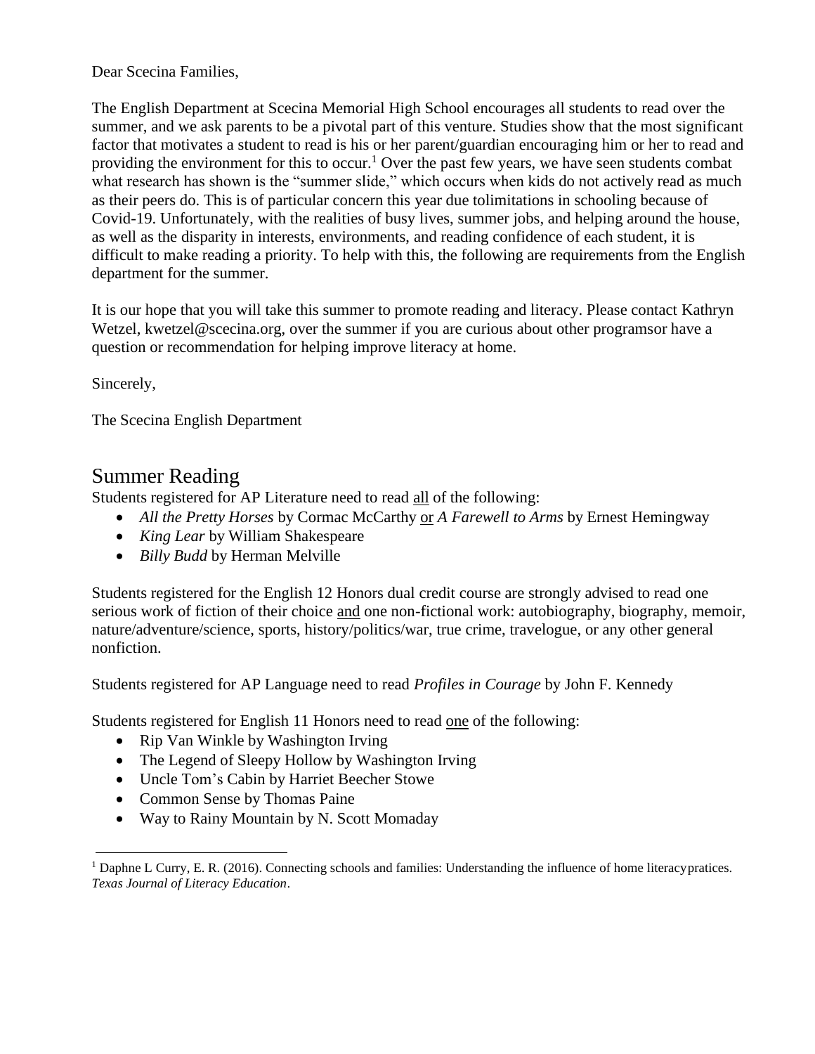Dear Scecina Families,

The English Department at Scecina Memorial High School encourages all students to read over the summer, and we ask parents to be a pivotal part of this venture. Studies show that the most significant factor that motivates a student to read is his or her parent/guardian encouraging him or her to read and providing the environment for this to occur.[1] Over the past few years, we have seen students combat what research has shown is the "summer slide," which occurs when kids do not actively read as much as their peers do. This is of particular concern this year due tolimitations in schooling because of Covid-19. Unfortunately, with the realities of busy lives, summer jobs, and helping around the house, as well as the disparity in interests, environments, and reading confidence of each student, it is difficult to make reading a priority. To help with this, the following are requirements from the English department for the summer.

It is our hope that you will take this summer to promote reading and literacy. Please contact Kathryn Wetzel, kwetzel@scecina.org, over the summer if you are curious about other programsor have a question or recommendation for helping improve literacy at home.

Sincerely,

The Scecina English Department

## Summer Reading

Students registered for AP Literature need to read <u>all</u> of the following:

- *All the Pretty Horses* by Cormac McCarthy <u>or</u> *A Farewell to Arms* by Ernest Hemingway
- *King Lear* by William Shakespeare
- *Billy Budd* by Herman Melville

Students registered for the English 12 Honors dual credit course are strongly advised to read one serious work of fiction of their choice <u>and</u> one non-fictional work: autobiography, biography, memoir, nature/adventure/science, sports, history/politics/war, true crime, travelogue, or any other general nonfiction.

Students registered for AP Language need to read *Profiles in Courage* by John F. Kennedy

Students registered for English 11 Honors need to read <u>one</u> of the following:

- Rip Van Winkle by Washington Irving
- The Legend of Sleepy Hollow by Washington Irving
- Uncle Tom's Cabin by Harriet Beecher Stowe
- Common Sense by Thomas Paine
- Way to Rainy Mountain by N. Scott Momaday

---

[1] Daphne L Curry, E. R. (2016). Connecting schools and families: Understanding the influence of home literacypratices. *Texas Journal of Literacy Education*.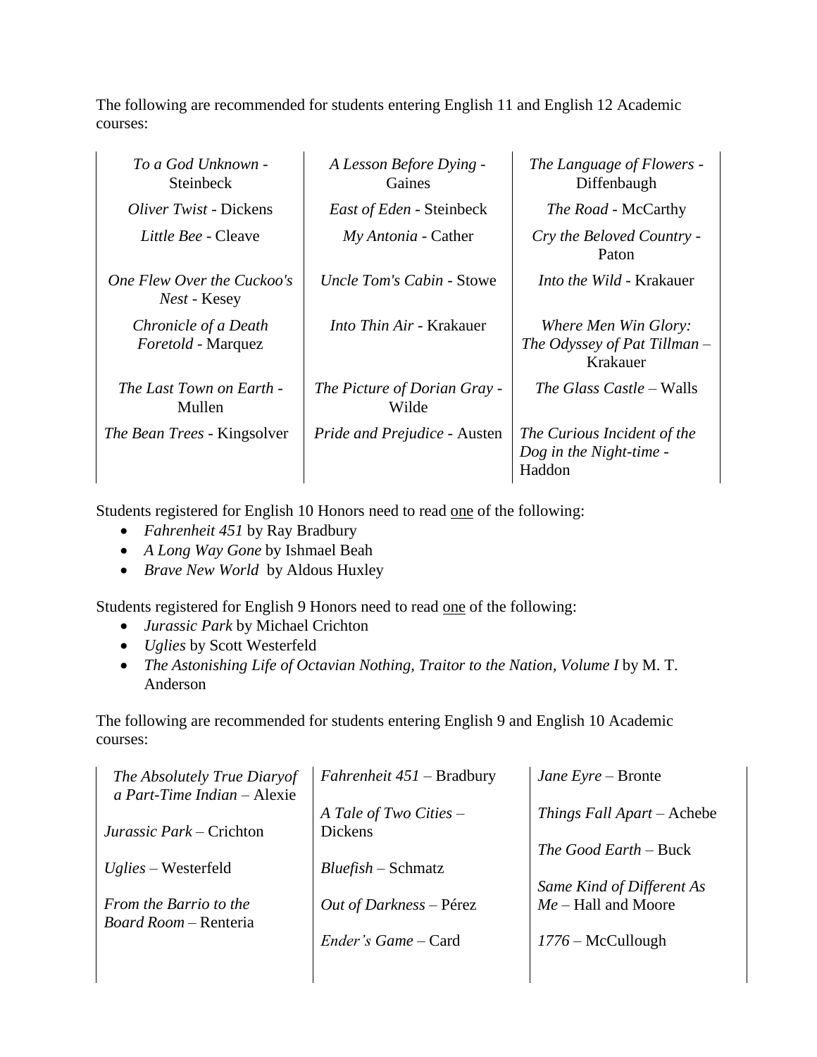The following are recommended for students entering English 11 and English 12 Academic courses:

| | | |
|---|---|---|
| *To a God Unknown* - Steinbeck | *A Lesson Before Dying* - Gaines | *The Language of Flowers* - Diffenbaugh |
| *Oliver Twist* - Dickens | *East of Eden* - Steinbeck | *The Road* - McCarthy |
| *Little Bee* - Cleave | *My Antonia* - Cather | *Cry the Beloved Country* - Paton |
| *One Flew Over the Cuckoo's Nest* - Kesey | *Uncle Tom's Cabin* - Stowe | *Into the Wild* - Krakauer |
| *Chronicle of a Death Foretold* - Marquez | *Into Thin Air* - Krakauer | *Where Men Win Glory: The Odyssey of Pat Tillman* – Krakauer |
| *The Last Town on Earth* - Mullen | *The Picture of Dorian Gray* - Wilde | *The Glass Castle* – Walls |
| *The Bean Trees* - Kingsolver | *Pride and Prejudice* - Austen | *The Curious Incident of the Dog in the Night-time* - Haddon |

Students registered for English 10 Honors need to read one of the following:

- *Fahrenheit 451* by Ray Bradbury
- *A Long Way Gone* by Ishmael Beah
- *Brave New World* by Aldous Huxley

Students registered for English 9 Honors need to read one of the following:

- *Jurassic Park* by Michael Crichton
- *Uglies* by Scott Westerfeld
- *The Astonishing Life of Octavian Nothing, Traitor to the Nation, Volume I* by M. T. Anderson

The following are recommended for students entering English 9 and English 10 Academic courses:

| | | |
|---|---|---|
| *The Absolutely True Diaryof a Part-Time Indian* – Alexie | *Fahrenheit 451* – Bradbury | *Jane Eyre* – Bronte |
| *Jurassic Park* – Crichton | *A Tale of Two Cities* – Dickens | *Things Fall Apart* – Achebe |
| *Uglies* – Westerfeld | *Bluefish* – Schmatz | *The Good Earth* – Buck |
| *From the Barrio to the Board Room* – Renteria | *Out of Darkness* – Pérez | *Same Kind of Different As Me* – Hall and Moore |
| | *Ender's Game* – Card | *1776* – McCullough |